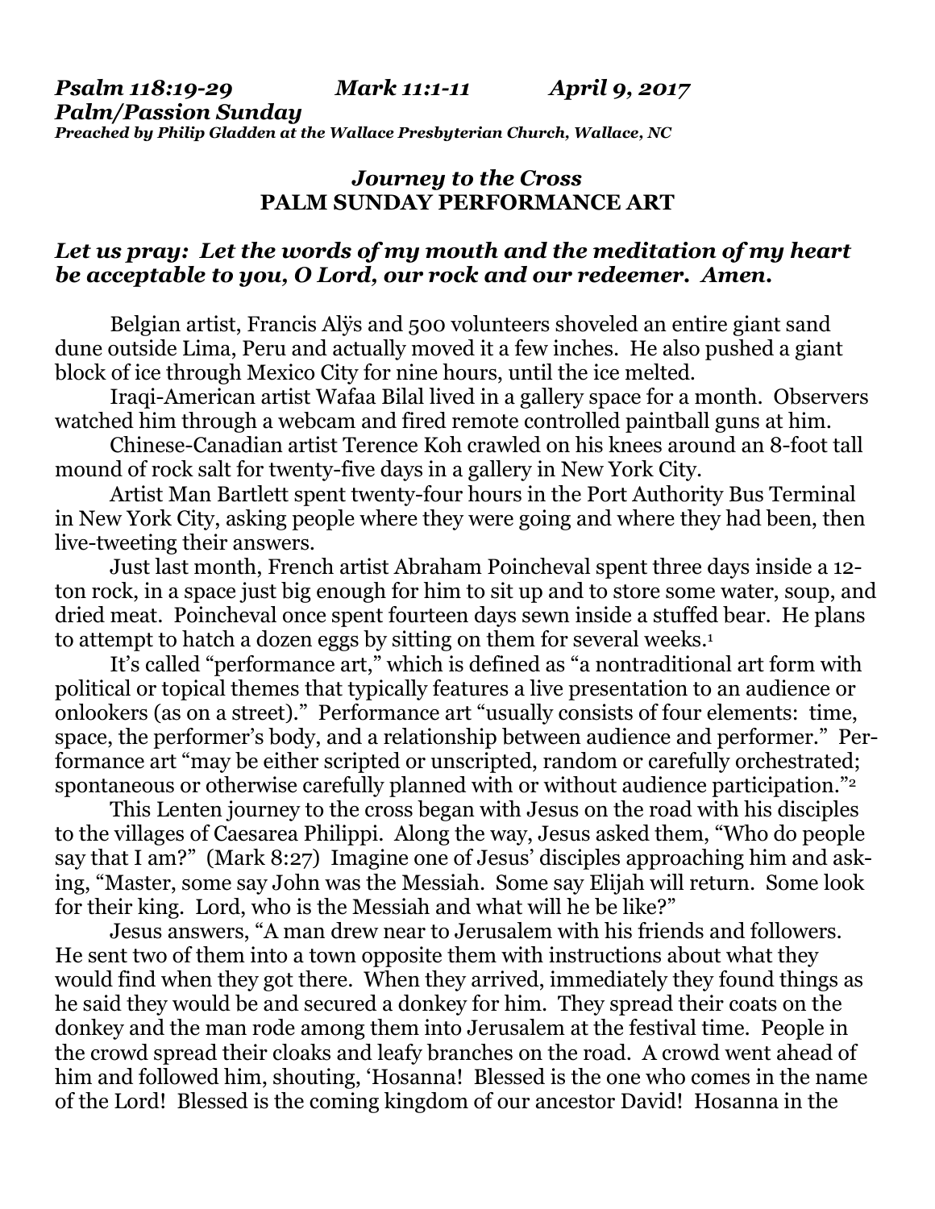***Psalm 118:19-29    Mark 11:1-11    April 9, 2017***
***Palm/Passion Sunday***
***Preached by Philip Gladden at the Wallace Presbyterian Church, Wallace, NC***

## *Journey to the Cross*
## PALM SUNDAY PERFORMANCE ART

***Let us pray: Let the words of my mouth and the meditation of my heart be acceptable to you, O Lord, our rock and our redeemer. Amen.***

Belgian artist, Francis Alÿs and 500 volunteers shoveled an entire giant sand dune outside Lima, Peru and actually moved it a few inches. He also pushed a giant block of ice through Mexico City for nine hours, until the ice melted.

Iraqi-American artist Wafaa Bilal lived in a gallery space for a month. Observers watched him through a webcam and fired remote controlled paintball guns at him.

Chinese-Canadian artist Terence Koh crawled on his knees around an 8-foot tall mound of rock salt for twenty-five days in a gallery in New York City.

Artist Man Bartlett spent twenty-four hours in the Port Authority Bus Terminal in New York City, asking people where they were going and where they had been, then live-tweeting their answers.

Just last month, French artist Abraham Poincheval spent three days inside a 12-ton rock, in a space just big enough for him to sit up and to store some water, soup, and dried meat. Poincheval once spent fourteen days sewn inside a stuffed bear. He plans to attempt to hatch a dozen eggs by sitting on them for several weeks.[1]

It's called "performance art," which is defined as "a nontraditional art form with political or topical themes that typically features a live presentation to an audience or onlookers (as on a street)." Performance art "usually consists of four elements: time, space, the performer's body, and a relationship between audience and performer." Performance art "may be either scripted or unscripted, random or carefully orchestrated; spontaneous or otherwise carefully planned with or without audience participation."[2]

This Lenten journey to the cross began with Jesus on the road with his disciples to the villages of Caesarea Philippi. Along the way, Jesus asked them, "Who do people say that I am?" (Mark 8:27) Imagine one of Jesus' disciples approaching him and asking, "Master, some say John was the Messiah. Some say Elijah will return. Some look for their king. Lord, who is the Messiah and what will he be like?"

Jesus answers, "A man drew near to Jerusalem with his friends and followers. He sent two of them into a town opposite them with instructions about what they would find when they got there. When they arrived, immediately they found things as he said they would be and secured a donkey for him. They spread their coats on the donkey and the man rode among them into Jerusalem at the festival time. People in the crowd spread their cloaks and leafy branches on the road. A crowd went ahead of him and followed him, shouting, 'Hosanna! Blessed is the one who comes in the name of the Lord! Blessed is the coming kingdom of our ancestor David! Hosanna in the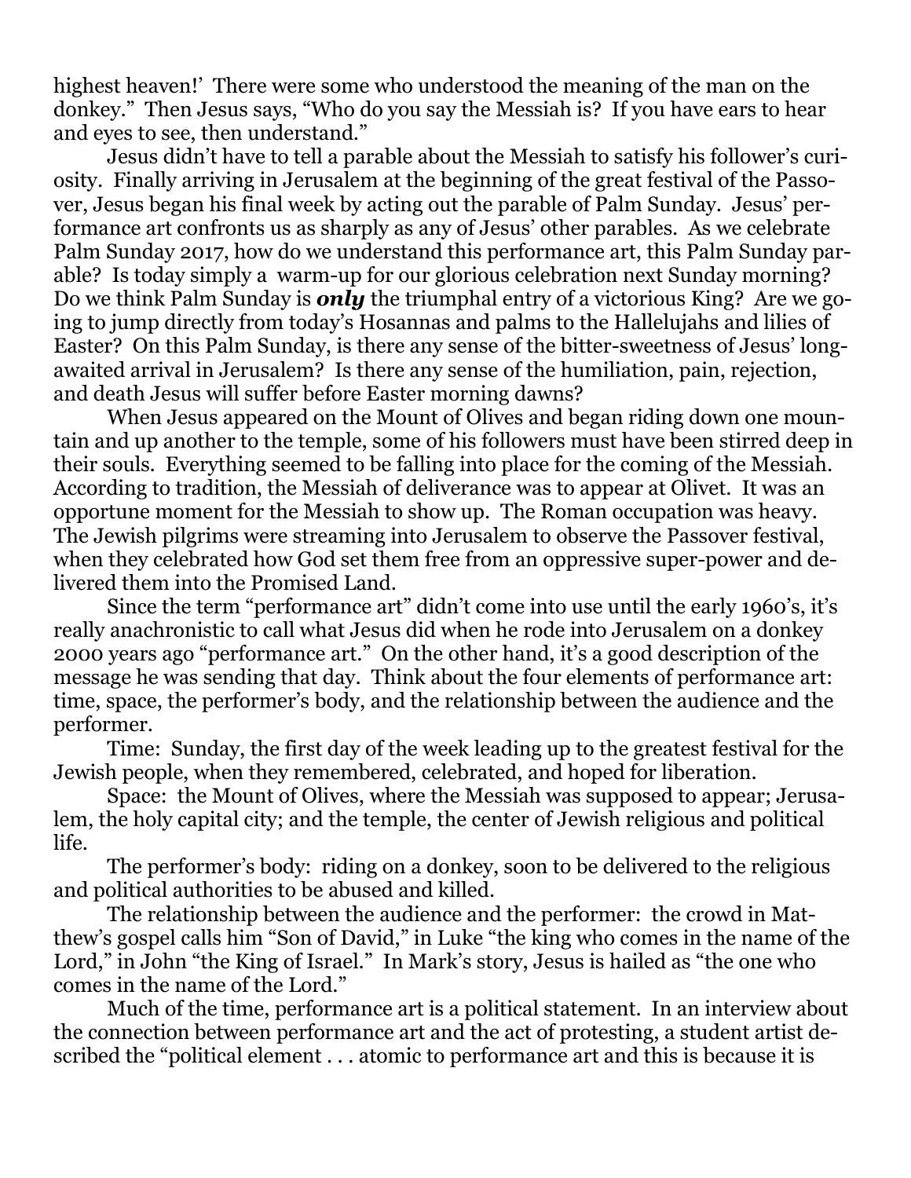highest heaven!' There were some who understood the meaning of the man on the donkey." Then Jesus says, "Who do you say the Messiah is? If you have ears to hear and eyes to see, then understand."

Jesus didn't have to tell a parable about the Messiah to satisfy his follower's curiosity. Finally arriving in Jerusalem at the beginning of the great festival of the Passover, Jesus began his final week by acting out the parable of Palm Sunday. Jesus' performance art confronts us as sharply as any of Jesus' other parables. As we celebrate Palm Sunday 2017, how do we understand this performance art, this Palm Sunday parable? Is today simply a warm-up for our glorious celebration next Sunday morning? Do we think Palm Sunday is ***only*** the triumphal entry of a victorious King? Are we going to jump directly from today's Hosannas and palms to the Hallelujahs and lilies of Easter? On this Palm Sunday, is there any sense of the bitter-sweetness of Jesus' long-awaited arrival in Jerusalem? Is there any sense of the humiliation, pain, rejection, and death Jesus will suffer before Easter morning dawns?

When Jesus appeared on the Mount of Olives and began riding down one mountain and up another to the temple, some of his followers must have been stirred deep in their souls. Everything seemed to be falling into place for the coming of the Messiah. According to tradition, the Messiah of deliverance was to appear at Olivet. It was an opportune moment for the Messiah to show up. The Roman occupation was heavy. The Jewish pilgrims were streaming into Jerusalem to observe the Passover festival, when they celebrated how God set them free from an oppressive super-power and delivered them into the Promised Land.

Since the term "performance art" didn't come into use until the early 1960's, it's really anachronistic to call what Jesus did when he rode into Jerusalem on a donkey 2000 years ago "performance art." On the other hand, it's a good description of the message he was sending that day. Think about the four elements of performance art: time, space, the performer's body, and the relationship between the audience and the performer.

Time: Sunday, the first day of the week leading up to the greatest festival for the Jewish people, when they remembered, celebrated, and hoped for liberation.

Space: the Mount of Olives, where the Messiah was supposed to appear; Jerusalem, the holy capital city; and the temple, the center of Jewish religious and political life.

The performer's body: riding on a donkey, soon to be delivered to the religious and political authorities to be abused and killed.

The relationship between the audience and the performer: the crowd in Matthew's gospel calls him "Son of David," in Luke "the king who comes in the name of the Lord," in John "the King of Israel." In Mark's story, Jesus is hailed as "the one who comes in the name of the Lord."

Much of the time, performance art is a political statement. In an interview about the connection between performance art and the act of protesting, a student artist described the "political element . . . atomic to performance art and this is because it is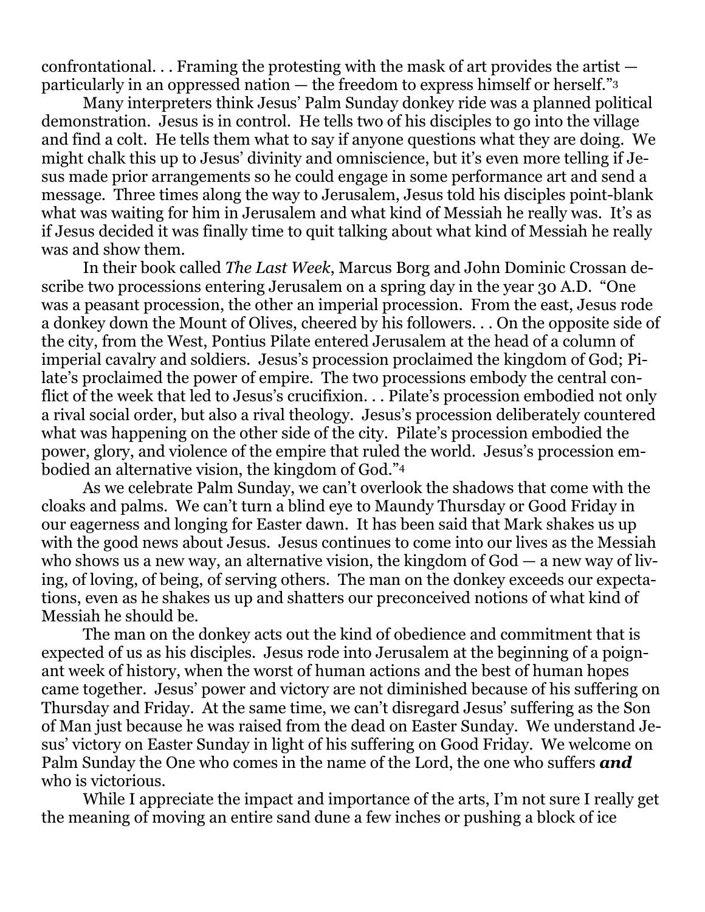confrontational. . . Framing the protesting with the mask of art provides the artist — particularly in an oppressed nation — the freedom to express himself or herself."[3]

Many interpreters think Jesus' Palm Sunday donkey ride was a planned political demonstration. Jesus is in control. He tells two of his disciples to go into the village and find a colt. He tells them what to say if anyone questions what they are doing. We might chalk this up to Jesus' divinity and omniscience, but it's even more telling if Jesus made prior arrangements so he could engage in some performance art and send a message. Three times along the way to Jerusalem, Jesus told his disciples point-blank what was waiting for him in Jerusalem and what kind of Messiah he really was. It's as if Jesus decided it was finally time to quit talking about what kind of Messiah he really was and show them.

In their book called *The Last Week*, Marcus Borg and John Dominic Crossan describe two processions entering Jerusalem on a spring day in the year 30 A.D. "One was a peasant procession, the other an imperial procession. From the east, Jesus rode a donkey down the Mount of Olives, cheered by his followers. . . On the opposite side of the city, from the West, Pontius Pilate entered Jerusalem at the head of a column of imperial cavalry and soldiers. Jesus's procession proclaimed the kingdom of God; Pilate's proclaimed the power of empire. The two processions embody the central conflict of the week that led to Jesus's crucifixion. . . Pilate's procession embodied not only a rival social order, but also a rival theology. Jesus's procession deliberately countered what was happening on the other side of the city. Pilate's procession embodied the power, glory, and violence of the empire that ruled the world. Jesus's procession embodied an alternative vision, the kingdom of God."[4]

As we celebrate Palm Sunday, we can't overlook the shadows that come with the cloaks and palms. We can't turn a blind eye to Maundy Thursday or Good Friday in our eagerness and longing for Easter dawn. It has been said that Mark shakes us up with the good news about Jesus. Jesus continues to come into our lives as the Messiah who shows us a new way, an alternative vision, the kingdom of God — a new way of living, of loving, of being, of serving others. The man on the donkey exceeds our expectations, even as he shakes us up and shatters our preconceived notions of what kind of Messiah he should be.

The man on the donkey acts out the kind of obedience and commitment that is expected of us as his disciples. Jesus rode into Jerusalem at the beginning of a poignant week of history, when the worst of human actions and the best of human hopes came together. Jesus' power and victory are not diminished because of his suffering on Thursday and Friday. At the same time, we can't disregard Jesus' suffering as the Son of Man just because he was raised from the dead on Easter Sunday. We understand Jesus' victory on Easter Sunday in light of his suffering on Good Friday. We welcome on Palm Sunday the One who comes in the name of the Lord, the one who suffers ***and*** who is victorious.

While I appreciate the impact and importance of the arts, I'm not sure I really get the meaning of moving an entire sand dune a few inches or pushing a block of ice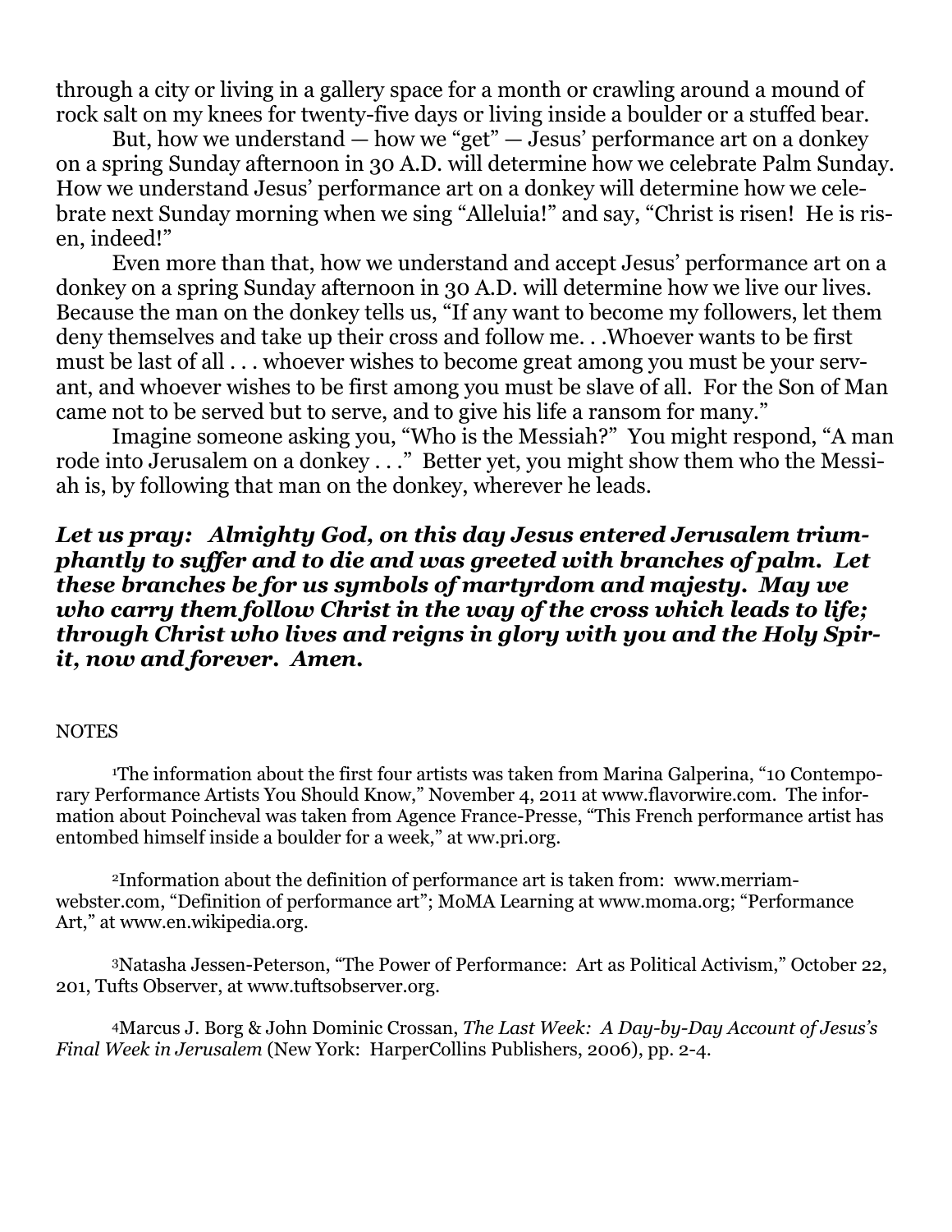through a city or living in a gallery space for a month or crawling around a mound of rock salt on my knees for twenty-five days or living inside a boulder or a stuffed bear.

But, how we understand — how we "get" — Jesus' performance art on a donkey on a spring Sunday afternoon in 30 A.D. will determine how we celebrate Palm Sunday. How we understand Jesus' performance art on a donkey will determine how we celebrate next Sunday morning when we sing "Alleluia!" and say, "Christ is risen! He is risen, indeed!"

Even more than that, how we understand and accept Jesus' performance art on a donkey on a spring Sunday afternoon in 30 A.D. will determine how we live our lives. Because the man on the donkey tells us, "If any want to become my followers, let them deny themselves and take up their cross and follow me. . .Whoever wants to be first must be last of all . . . whoever wishes to become great among you must be your servant, and whoever wishes to be first among you must be slave of all. For the Son of Man came not to be served but to serve, and to give his life a ransom for many."

Imagine someone asking you, "Who is the Messiah?" You might respond, "A man rode into Jerusalem on a donkey . . ." Better yet, you might show them who the Messiah is, by following that man on the donkey, wherever he leads.

***Let us pray: Almighty God, on this day Jesus entered Jerusalem triumphantly to suffer and to die and was greeted with branches of palm. Let these branches be for us symbols of martyrdom and majesty. May we who carry them follow Christ in the way of the cross which leads to life; through Christ who lives and reigns in glory with you and the Holy Spirit, now and forever. Amen.***

NOTES

[1]The information about the first four artists was taken from Marina Galperina, "10 Contemporary Performance Artists You Should Know," November 4, 2011 at www.flavorwire.com. The information about Poincheval was taken from Agence France-Presse, "This French performance artist has entombed himself inside a boulder for a week," at ww.pri.org.

[2]Information about the definition of performance art is taken from: www.merriam-webster.com, "Definition of performance art"; MoMA Learning at www.moma.org; "Performance Art," at www.en.wikipedia.org.

[3]Natasha Jessen-Peterson, "The Power of Performance: Art as Political Activism," October 22, 201, Tufts Observer, at www.tuftsobserver.org.

[4]Marcus J. Borg & John Dominic Crossan, *The Last Week: A Day-by-Day Account of Jesus's Final Week in Jerusalem* (New York: HarperCollins Publishers, 2006), pp. 2-4.